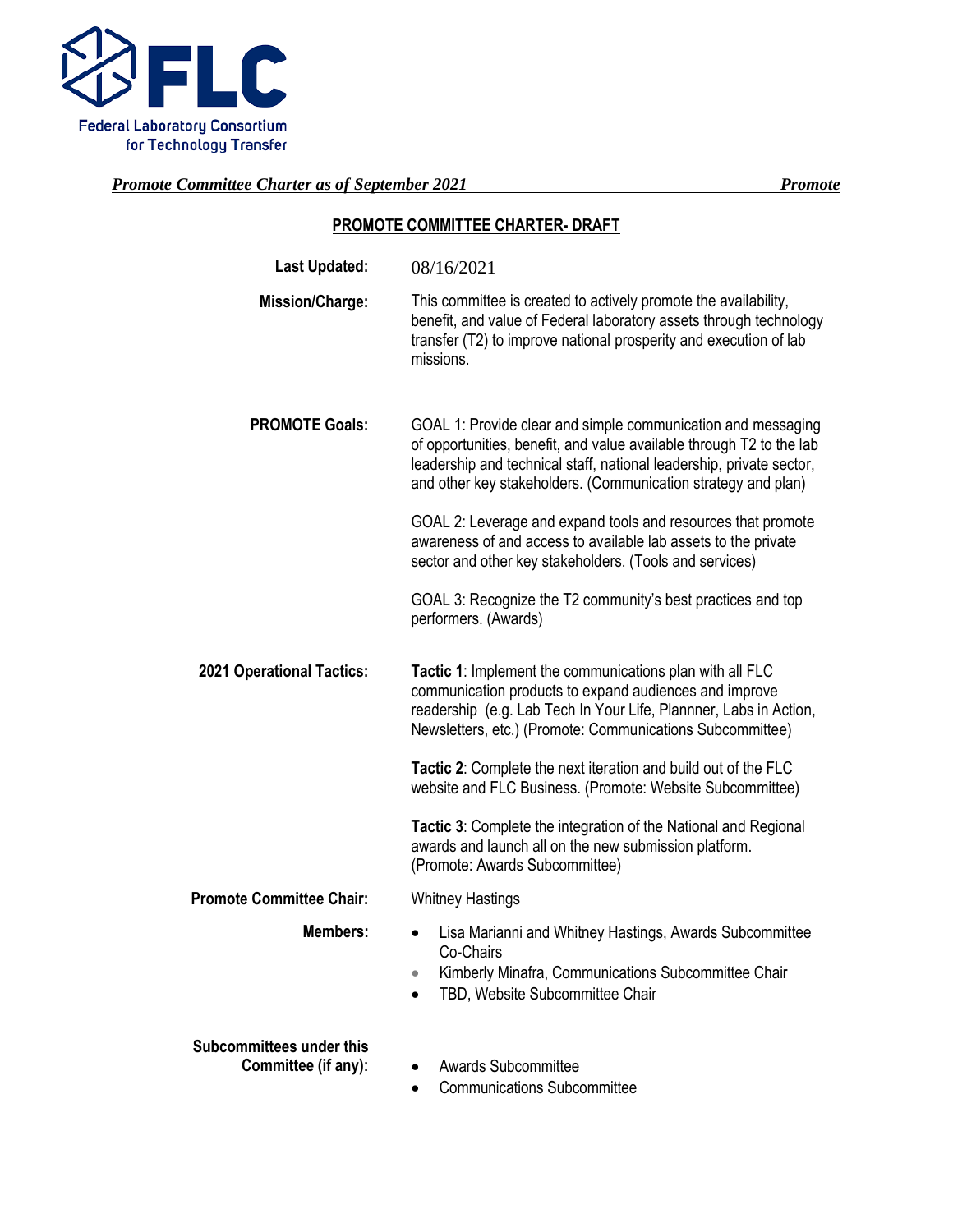Federal Laboratory Consortium for Technology Transfer

*Promote Committee Charter as of September 2021* *Promote*

# PROMOTE COMMITTEE CHARTER- DRAFT

**Last Updated:** 08/16/2021

**Mission/Charge:** This committee is created to actively promote the availability, benefit, and value of Federal laboratory assets through technology transfer (T2) to improve national prosperity and execution of lab missions.

**PROMOTE Goals:**

GOAL 1: Provide clear and simple communication and messaging of opportunities, benefit, and value available through T2 to the lab leadership and technical staff, national leadership, private sector, and other key stakeholders. (Communication strategy and plan)

GOAL 2: Leverage and expand tools and resources that promote awareness of and access to available lab assets to the private sector and other key stakeholders. (Tools and services)

GOAL 3: Recognize the T2 community's best practices and top performers. (Awards)

**2021 Operational Tactics:**

**Tactic 1**: Implement the communications plan with all FLC communication products to expand audiences and improve readership (e.g. Lab Tech In Your Life, Plannner, Labs in Action, Newsletters, etc.) (Promote: Communications Subcommittee)

**Tactic 2**: Complete the next iteration and build out of the FLC website and FLC Business. (Promote: Website Subcommittee)

**Tactic 3**: Complete the integration of the National and Regional awards and launch all on the new submission platform. (Promote: Awards Subcommittee)

**Promote Committee Chair:** Whitney Hastings

**Members:**

- Lisa Marianni and Whitney Hastings, Awards Subcommittee Co-Chairs
- Kimberly Minafra, Communications Subcommittee Chair
- TBD, Website Subcommittee Chair

**Subcommittees under this Committee (if any):**

- Awards Subcommittee
- Communications Subcommittee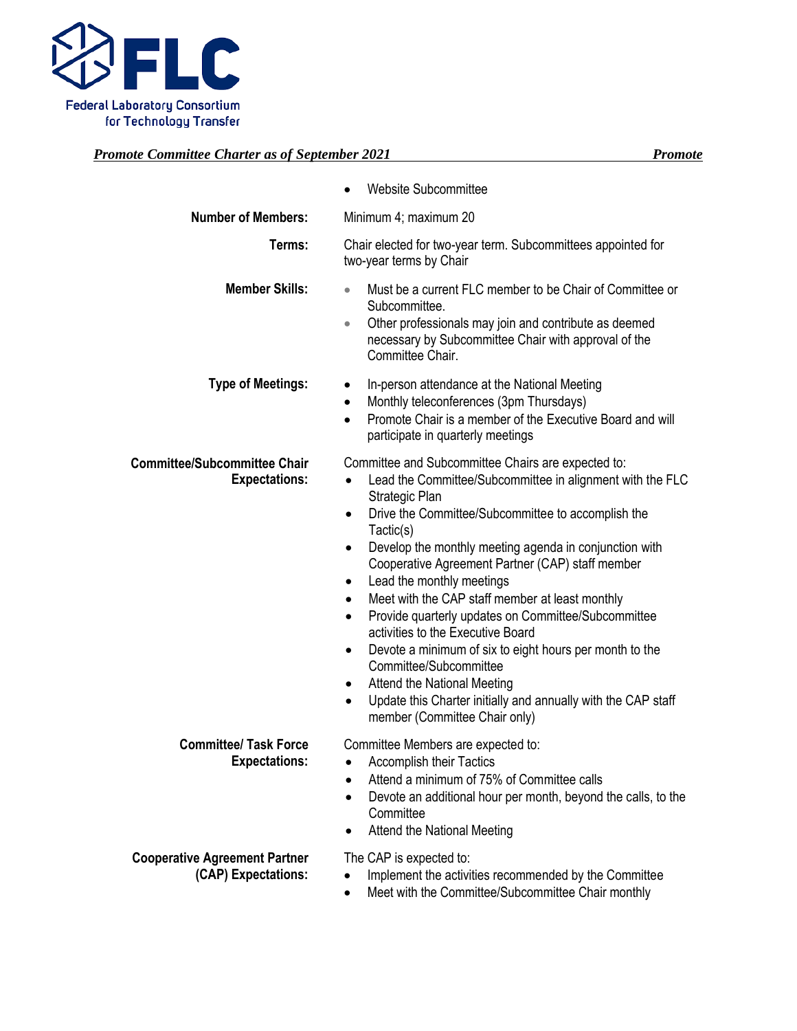- Website Subcommittee

**Number of Members:** Minimum 4; maximum 20

**Terms:** Chair elected for two-year term. Subcommittees appointed for two-year terms by Chair

**Member Skills:**

- Must be a current FLC member to be Chair of Committee or Subcommittee.
- Other professionals may join and contribute as deemed necessary by Subcommittee Chair with approval of the Committee Chair.

**Type of Meetings:**

- In-person attendance at the National Meeting
- Monthly teleconferences (3pm Thursdays)
- Promote Chair is a member of the Executive Board and will participate in quarterly meetings

**Committee/Subcommittee Chair Expectations:**

Committee and Subcommittee Chairs are expected to:

- Lead the Committee/Subcommittee in alignment with the FLC Strategic Plan
- Drive the Committee/Subcommittee to accomplish the Tactic(s)
- Develop the monthly meeting agenda in conjunction with Cooperative Agreement Partner (CAP) staff member
- Lead the monthly meetings
- Meet with the CAP staff member at least monthly
- Provide quarterly updates on Committee/Subcommittee activities to the Executive Board
- Devote a minimum of six to eight hours per month to the Committee/Subcommittee
- Attend the National Meeting
- Update this Charter initially and annually with the CAP staff member (Committee Chair only)

**Committee/ Task Force Expectations:**

Committee Members are expected to:

- Accomplish their Tactics
- Attend a minimum of 75% of Committee calls
- Devote an additional hour per month, beyond the calls, to the Committee
- Attend the National Meeting

**Cooperative Agreement Partner (CAP) Expectations:**

The CAP is expected to:

- Implement the activities recommended by the Committee
- Meet with the Committee/Subcommittee Chair monthly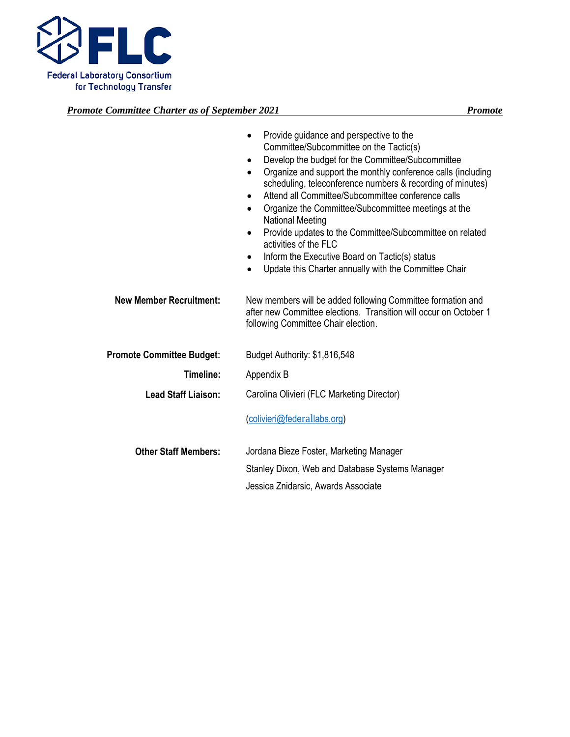- Provide guidance and perspective to the Committee/Subcommittee on the Tactic(s)
- Develop the budget for the Committee/Subcommittee
- Organize and support the monthly conference calls (including scheduling, teleconference numbers & recording of minutes)
- Attend all Committee/Subcommittee conference calls
- Organize the Committee/Subcommittee meetings at the National Meeting
- Provide updates to the Committee/Subcommittee on related activities of the FLC
- Inform the Executive Board on Tactic(s) status
- Update this Charter annually with the Committee Chair

**New Member Recruitment:** New members will be added following Committee formation and after new Committee elections. Transition will occur on October 1 following Committee Chair election.

**Promote Committee Budget:** Budget Authority: $1,816,548

**Timeline:** Appendix B

**Lead Staff Liaison:** Carolina Olivieri (FLC Marketing Director)

(colivieri@federallabs.org)

**Other Staff Members:** Jordana Bieze Foster, Marketing Manager

Stanley Dixon, Web and Database Systems Manager

Jessica Znidarsic, Awards Associate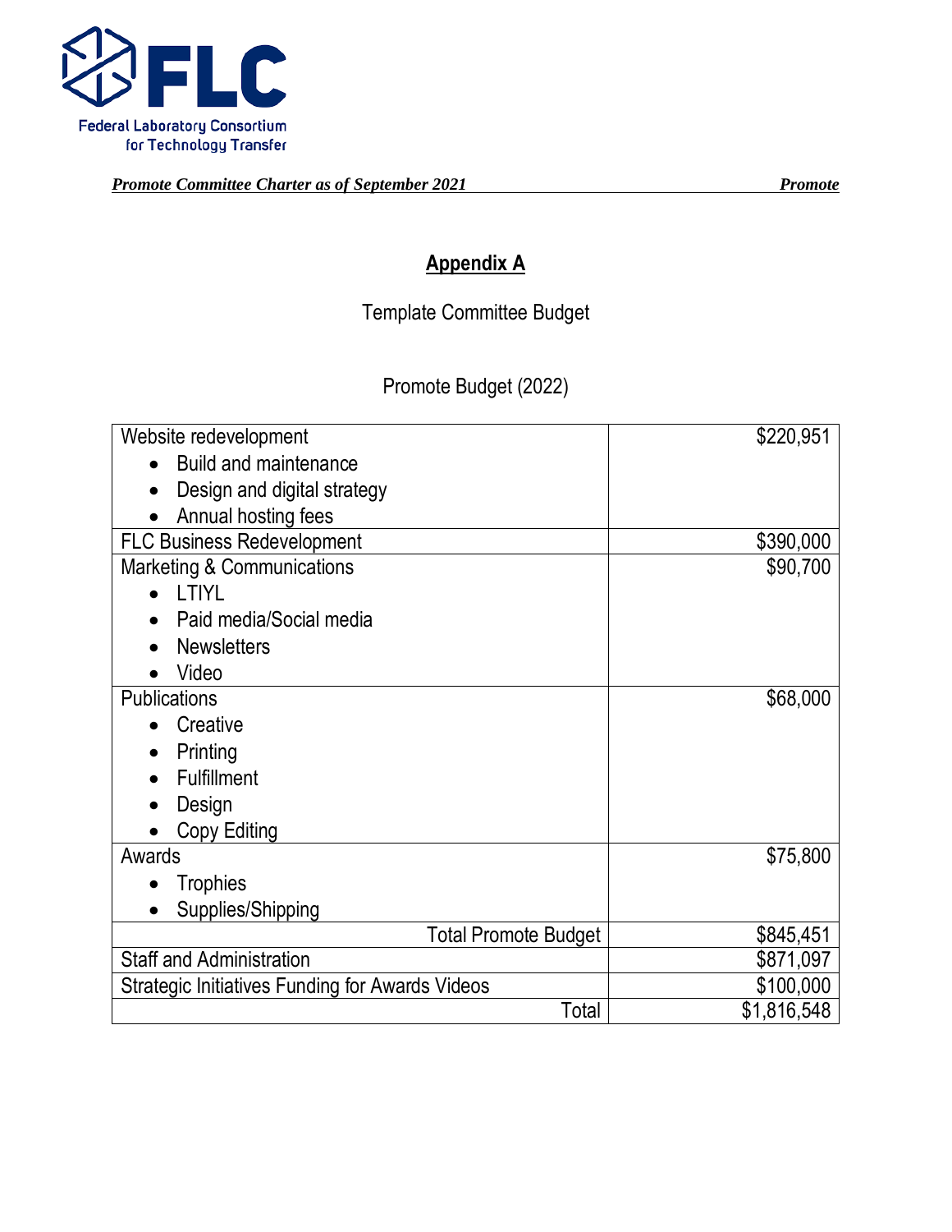## Appendix A

Template Committee Budget

Promote Budget (2022)

| Item | Amount |
|---|---|
| Website redevelopment<br>• Build and maintenance<br>• Design and digital strategy<br>• Annual hosting fees | $220,951 |
| FLC Business Redevelopment | $390,000 |
| Marketing & Communications<br>• LTIYL<br>• Paid media/Social media<br>• Newsletters<br>• Video | $90,700 |
| Publications<br>• Creative<br>• Printing<br>• Fulfillment<br>• Design<br>• Copy Editing | $68,000 |
| Awards<br>• Trophies<br>• Supplies/Shipping | $75,800 |
| Total Promote Budget | $845,451 |
| Staff and Administration | $871,097 |
| Strategic Initiatives Funding for Awards Videos | $100,000 |
| Total | $1,816,548 |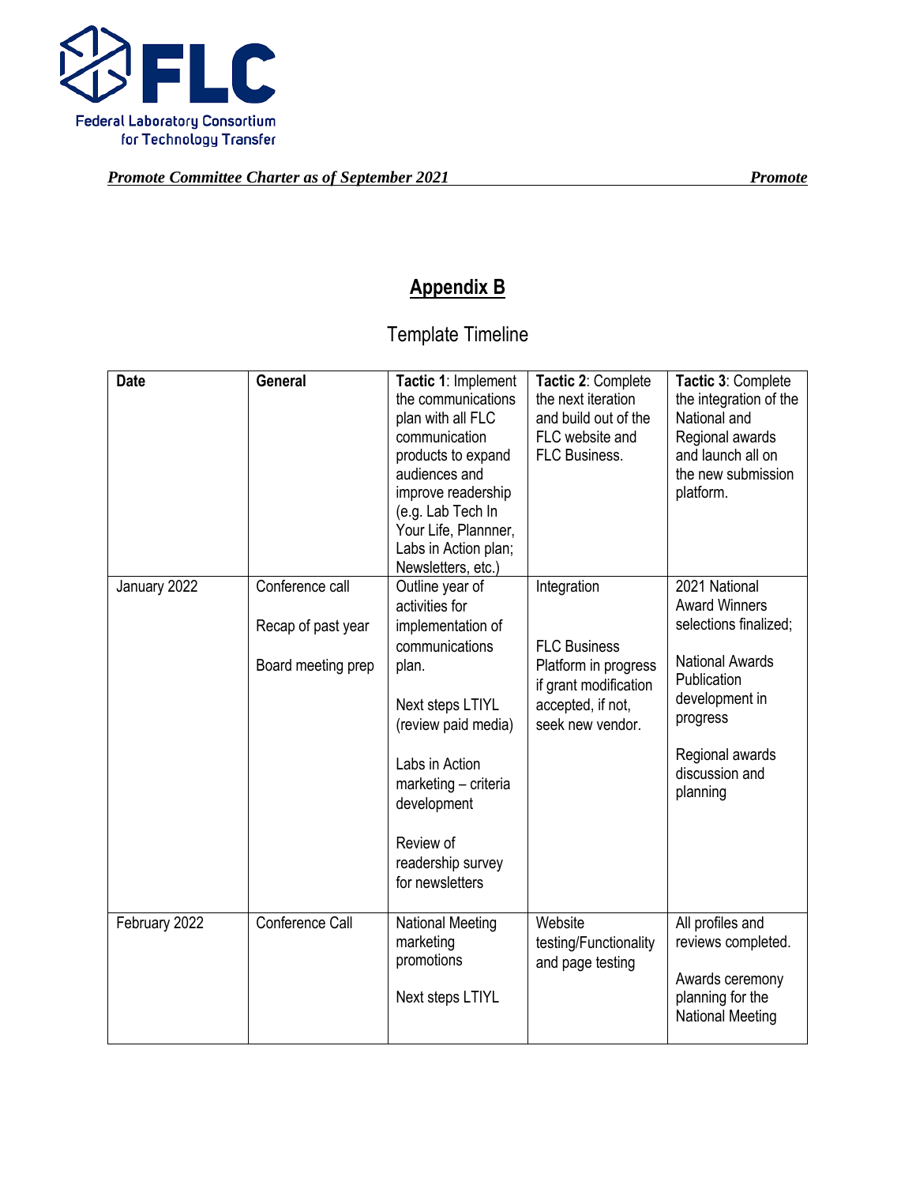## Appendix B

Template Timeline

| Date | General | **Tactic 1**: Implement the communications plan with all FLC communication products to expand audiences and improve readership (e.g. Lab Tech In Your Life, Plannner, Labs in Action plan; Newsletters, etc.) | **Tactic 2**: Complete the next iteration and build out of the FLC website and FLC Business. | **Tactic 3**: Complete the integration of the National and Regional awards and launch all on the new submission platform. |
|---|---|---|---|---|
| January 2022 | Conference call<br><br>Recap of past year<br><br>Board meeting prep | Outline year of activities for implementation of communications plan.<br><br>Next steps LTIYL (review paid media)<br><br>Labs in Action marketing – criteria development<br><br>Review of readership survey for newsletters | Integration<br><br>FLC Business Platform in progress if grant modification accepted, if not, seek new vendor. | 2021 National Award Winners selections finalized;<br><br>National Awards Publication development in progress<br><br>Regional awards discussion and planning |
| February 2022 | Conference Call | National Meeting marketing promotions<br><br>Next steps LTIYL | Website testing/Functionality and page testing | All profiles and reviews completed.<br><br>Awards ceremony planning for the National Meeting |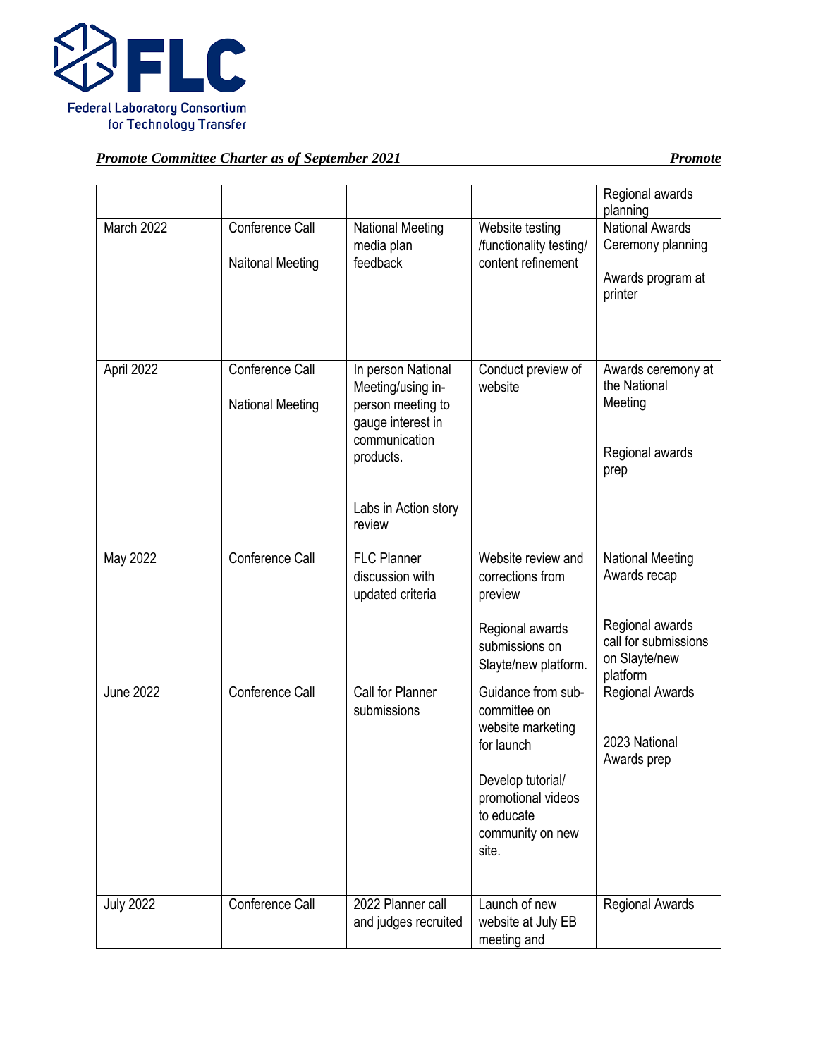Federal Laboratory Consortium for Technology Transfer

| | | | | |
|---|---|---|---|---|
| | | | | Regional awards planning |
| March 2022 | Conference Call<br><br>Naitonal Meeting | National Meeting media plan feedback | Website testing /functionality testing/ content refinement | National Awards Ceremony planning<br><br>Awards program at printer |
| April 2022 | Conference Call<br><br>National Meeting | In person National Meeting/using in-person meeting to gauge interest in communication products.<br><br>Labs in Action story review | Conduct preview of website | Awards ceremony at the National Meeting<br><br>Regional awards prep |
| May 2022 | Conference Call | FLC Planner discussion with updated criteria | Website review and corrections from preview<br><br>Regional awards submissions on Slayte/new platform. | National Meeting Awards recap<br><br>Regional awards call for submissions on Slayte/new platform |
| June 2022 | Conference Call | Call for Planner submissions | Guidance from sub-committee on website marketing for launch<br><br>Develop tutorial/ promotional videos to educate community on new site. | Regional Awards<br><br>2023 National Awards prep |
| July 2022 | Conference Call | 2022 Planner call and judges recruited | Launch of new website at July EB meeting and | Regional Awards |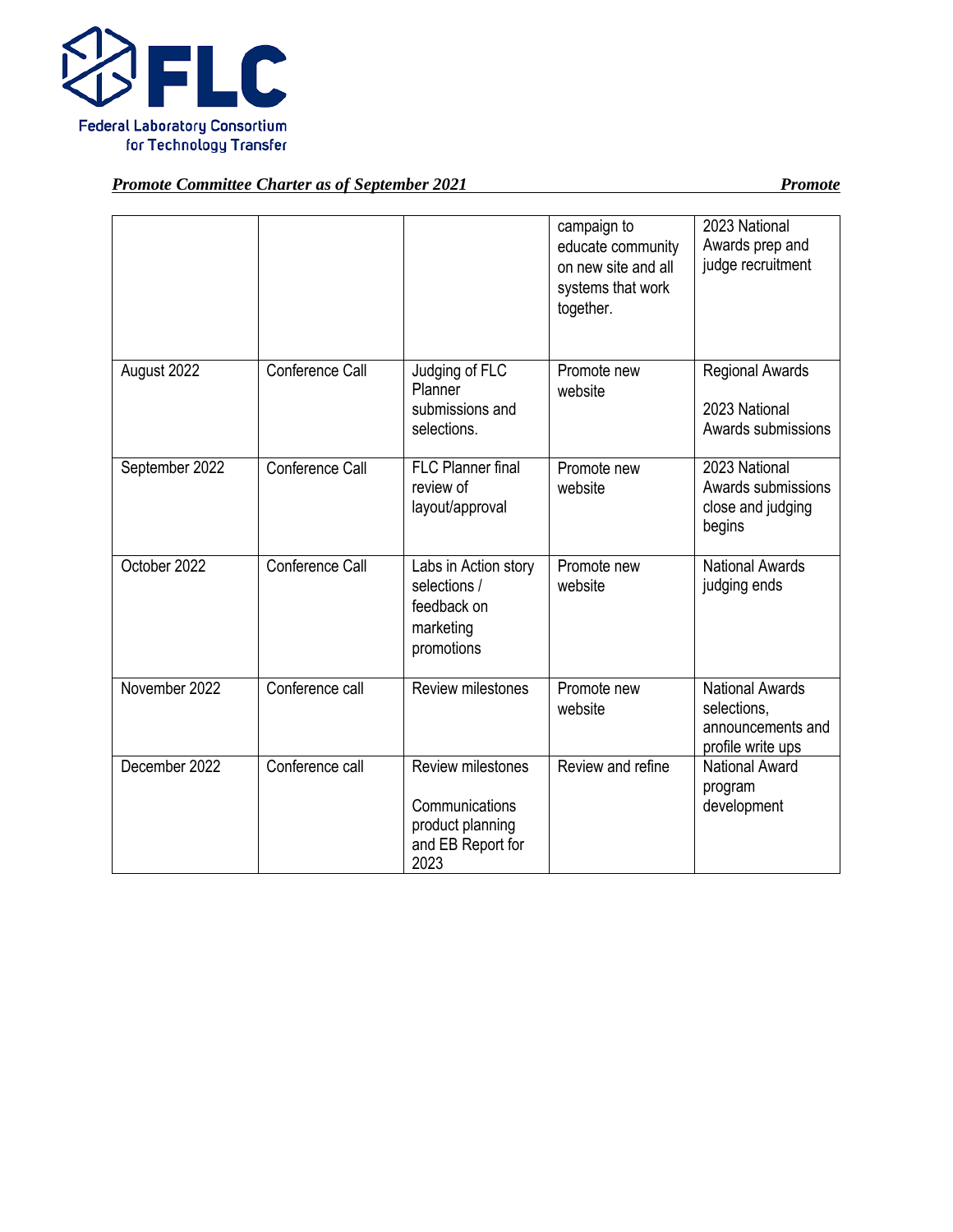| | | | | |
|---|---|---|---|---|
| | | | campaign to educate community on new site and all systems that work together. | 2023 National Awards prep and judge recruitment |
| August 2022 | Conference Call | Judging of FLC Planner submissions and selections. | Promote new website | Regional Awards<br><br>2023 National Awards submissions |
| September 2022 | Conference Call | FLC Planner final review of layout/approval | Promote new website | 2023 National Awards submissions close and judging begins |
| October 2022 | Conference Call | Labs in Action story selections / feedback on marketing promotions | Promote new website | National Awards judging ends |
| November 2022 | Conference call | Review milestones | Promote new website | National Awards selections, announcements and profile write ups |
| December 2022 | Conference call | Review milestones<br><br>Communications product planning and EB Report for 2023 | Review and refine | National Award program development |